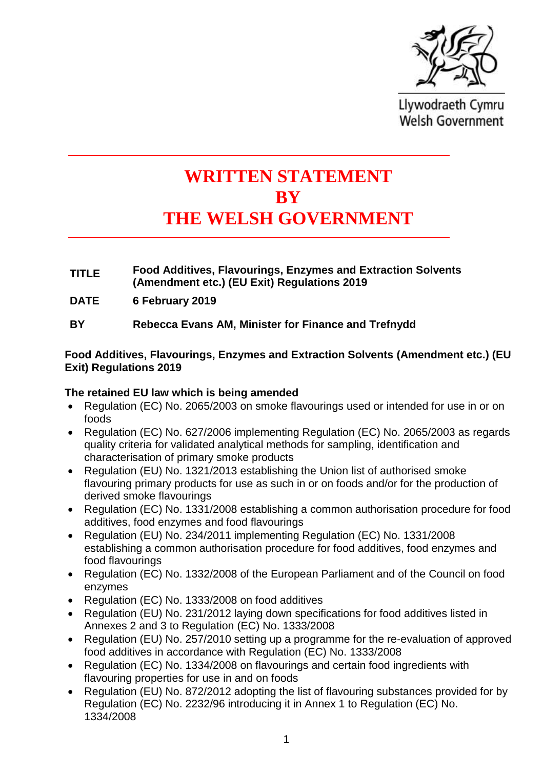Llywodraeth Cymru
Welsh Government

# WRITTEN STATEMENT BY THE WELSH GOVERNMENT

| | |
|---|---|
| **TITLE** | **Food Additives, Flavourings, Enzymes and Extraction Solvents (Amendment etc.) (EU Exit) Regulations 2019** |
| **DATE** | **6 February 2019** |
| **BY** | **Rebecca Evans AM, Minister for Finance and Trefnydd** |

**Food Additives, Flavourings, Enzymes and Extraction Solvents (Amendment etc.) (EU Exit) Regulations 2019**

**The retained EU law which is being amended**

- Regulation (EC) No. 2065/2003 on smoke flavourings used or intended for use in or on foods
- Regulation (EC) No. 627/2006 implementing Regulation (EC) No. 2065/2003 as regards quality criteria for validated analytical methods for sampling, identification and characterisation of primary smoke products
- Regulation (EU) No. 1321/2013 establishing the Union list of authorised smoke flavouring primary products for use as such in or on foods and/or for the production of derived smoke flavourings
- Regulation (EC) No. 1331/2008 establishing a common authorisation procedure for food additives, food enzymes and food flavourings
- Regulation (EU) No. 234/2011 implementing Regulation (EC) No. 1331/2008 establishing a common authorisation procedure for food additives, food enzymes and food flavourings
- Regulation (EC) No. 1332/2008 of the European Parliament and of the Council on food enzymes
- Regulation (EC) No. 1333/2008 on food additives
- Regulation (EU) No. 231/2012 laying down specifications for food additives listed in Annexes 2 and 3 to Regulation (EC) No. 1333/2008
- Regulation (EU) No. 257/2010 setting up a programme for the re-evaluation of approved food additives in accordance with Regulation (EC) No. 1333/2008
- Regulation (EC) No. 1334/2008 on flavourings and certain food ingredients with flavouring properties for use in and on foods
- Regulation (EU) No. 872/2012 adopting the list of flavouring substances provided for by Regulation (EC) No. 2232/96 introducing it in Annex 1 to Regulation (EC) No. 1334/2008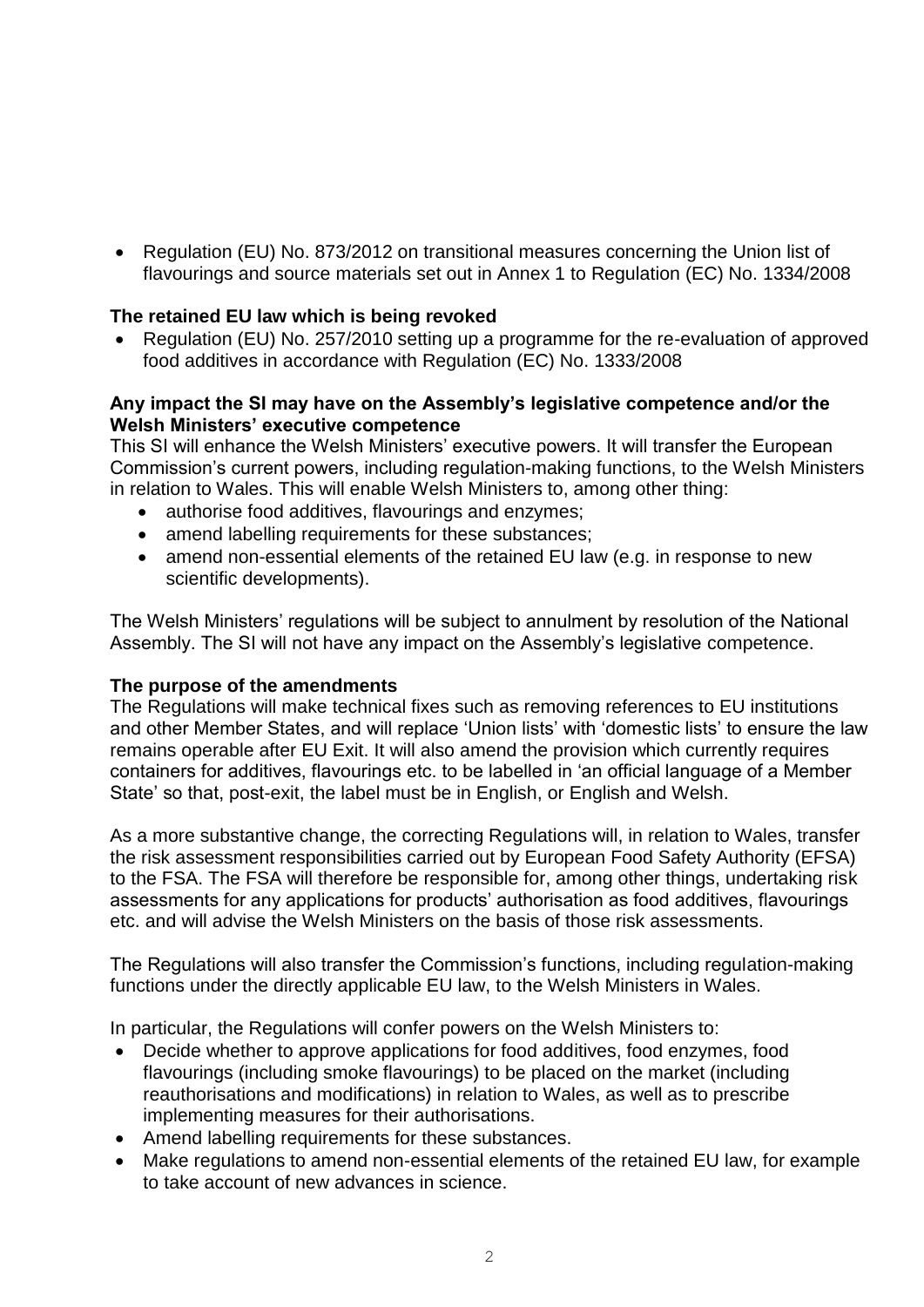- Regulation (EU) No. 873/2012 on transitional measures concerning the Union list of flavourings and source materials set out in Annex 1 to Regulation (EC) No. 1334/2008

**The retained EU law which is being revoked**

- Regulation (EU) No. 257/2010 setting up a programme for the re-evaluation of approved food additives in accordance with Regulation (EC) No. 1333/2008

**Any impact the SI may have on the Assembly's legislative competence and/or the Welsh Ministers' executive competence**

This SI will enhance the Welsh Ministers' executive powers. It will transfer the European Commission's current powers, including regulation-making functions, to the Welsh Ministers in relation to Wales. This will enable Welsh Ministers to, among other thing:

- authorise food additives, flavourings and enzymes;
- amend labelling requirements for these substances;
- amend non-essential elements of the retained EU law (e.g. in response to new scientific developments).

The Welsh Ministers' regulations will be subject to annulment by resolution of the National Assembly. The SI will not have any impact on the Assembly's legislative competence.

**The purpose of the amendments**

The Regulations will make technical fixes such as removing references to EU institutions and other Member States, and will replace 'Union lists' with 'domestic lists' to ensure the law remains operable after EU Exit. It will also amend the provision which currently requires containers for additives, flavourings etc. to be labelled in 'an official language of a Member State' so that, post-exit, the label must be in English, or English and Welsh.

As a more substantive change, the correcting Regulations will, in relation to Wales, transfer the risk assessment responsibilities carried out by European Food Safety Authority (EFSA) to the FSA. The FSA will therefore be responsible for, among other things, undertaking risk assessments for any applications for products' authorisation as food additives, flavourings etc. and will advise the Welsh Ministers on the basis of those risk assessments.

The Regulations will also transfer the Commission's functions, including regulation-making functions under the directly applicable EU law, to the Welsh Ministers in Wales.

In particular, the Regulations will confer powers on the Welsh Ministers to:

- Decide whether to approve applications for food additives, food enzymes, food flavourings (including smoke flavourings) to be placed on the market (including reauthorisations and modifications) in relation to Wales, as well as to prescribe implementing measures for their authorisations.
- Amend labelling requirements for these substances.
- Make regulations to amend non-essential elements of the retained EU law, for example to take account of new advances in science.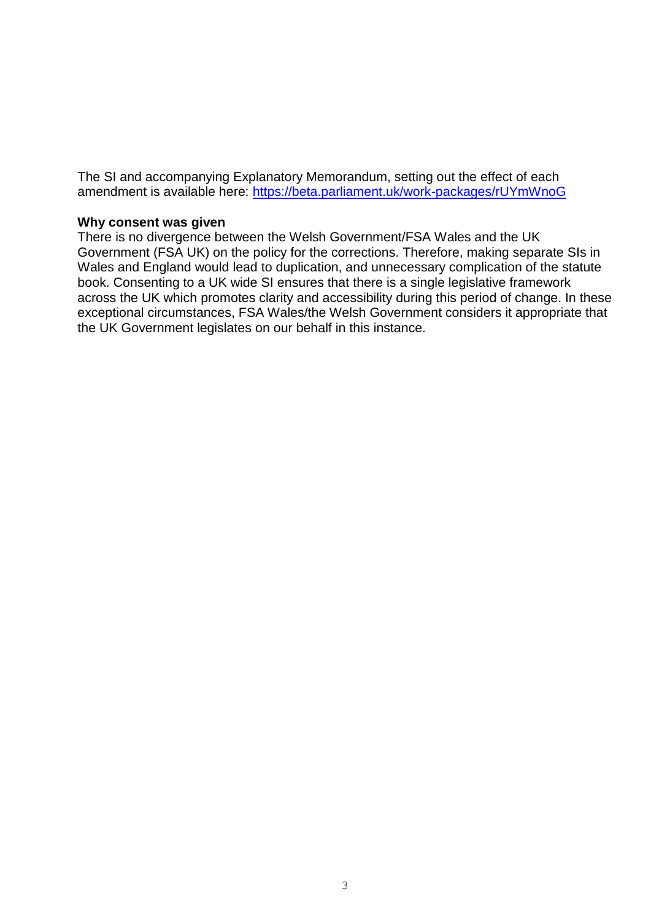The SI and accompanying Explanatory Memorandum, setting out the effect of each amendment is available here: https://beta.parliament.uk/work-packages/rUYmWnoG

**Why consent was given**

There is no divergence between the Welsh Government/FSA Wales and the UK Government (FSA UK) on the policy for the corrections. Therefore, making separate SIs in Wales and England would lead to duplication, and unnecessary complication of the statute book. Consenting to a UK wide SI ensures that there is a single legislative framework across the UK which promotes clarity and accessibility during this period of change. In these exceptional circumstances, FSA Wales/the Welsh Government considers it appropriate that the UK Government legislates on our behalf in this instance.